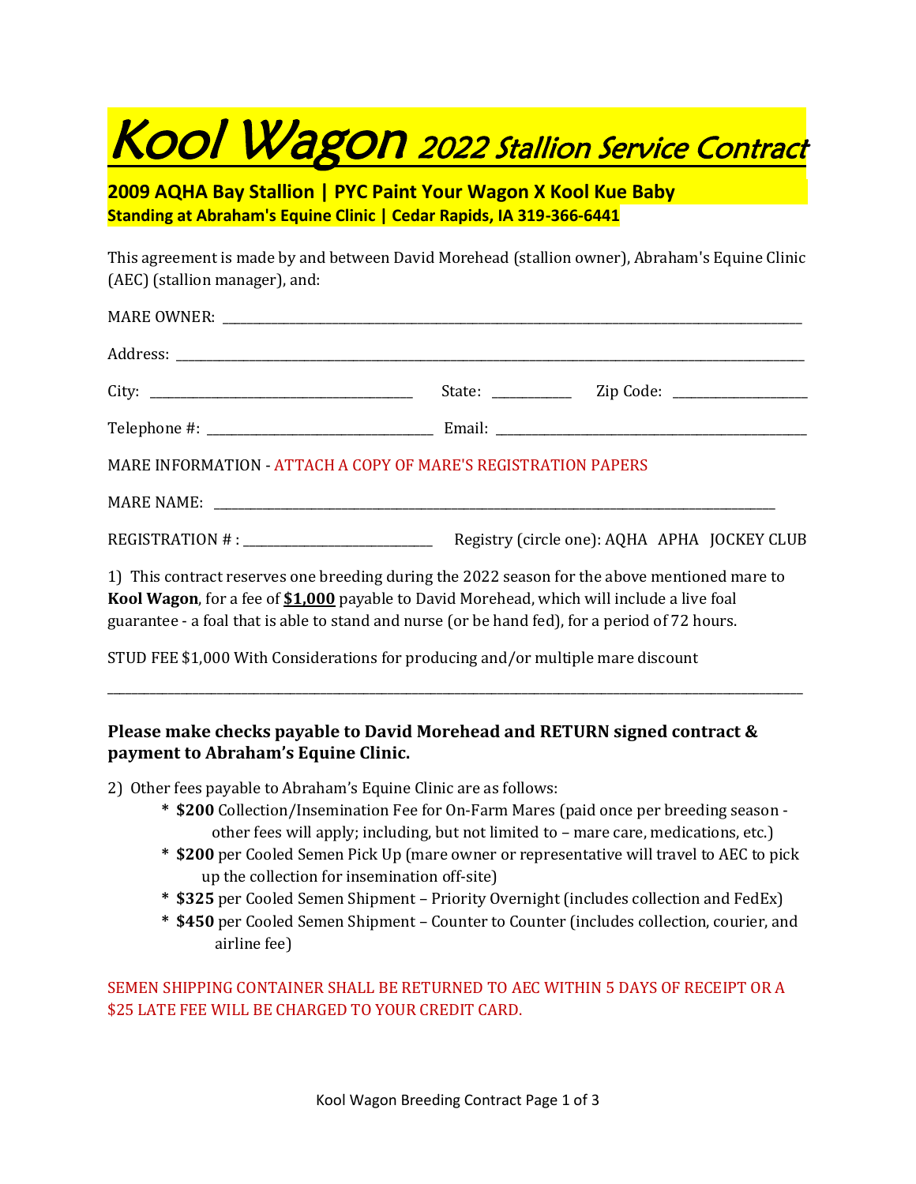# Kool Wagon 2022 Stallion Service Contract

**2009 AQHA Bay Stallion | PYC Paint Your Wagon X Kool Kue Baby**
**Standing at Abraham's Equine Clinic | Cedar Rapids, IA 319-366-6441**

This agreement is made by and between David Morehead (stallion owner), Abraham's Equine Clinic (AEC) (stallion manager), and:

MARE OWNER: ______________________________________________________________________________

Address: _________________________________________________________________________________

City: ____________________________________ State: ___________ Zip Code: ___________________

Telephone #: _______________________________ Email: _____________________________________________

MARE INFORMATION - ATTACH A COPY OF MARE'S REGISTRATION PAPERS

MARE NAME: ______________________________________________________________________________

REGISTRATION # : ___________________________ Registry (circle one): AQHA APHA JOCKEY CLUB

1) This contract reserves one breeding during the 2022 season for the above mentioned mare to **Kool Wagon**, for a fee of **$1,000** payable to David Morehead, which will include a live foal guarantee - a foal that is able to stand and nurse (or be hand fed), for a period of 72 hours.

STUD FEE $1,000 With Considerations for producing and/or multiple mare discount

_______________________________________________________________________________________________

**Please make checks payable to David Morehead and RETURN signed contract & payment to Abraham's Equine Clinic.**

2) Other fees payable to Abraham's Equine Clinic are as follows:

- **$200** Collection/Insemination Fee for On-Farm Mares (paid once per breeding season - other fees will apply; including, but not limited to – mare care, medications, etc.)
- **$200** per Cooled Semen Pick Up (mare owner or representative will travel to AEC to pick up the collection for insemination off-site)
- **$325** per Cooled Semen Shipment – Priority Overnight (includes collection and FedEx)
- **$450** per Cooled Semen Shipment – Counter to Counter (includes collection, courier, and airline fee)

SEMEN SHIPPING CONTAINER SHALL BE RETURNED TO AEC WITHIN 5 DAYS OF RECEIPT OR A $25 LATE FEE WILL BE CHARGED TO YOUR CREDIT CARD.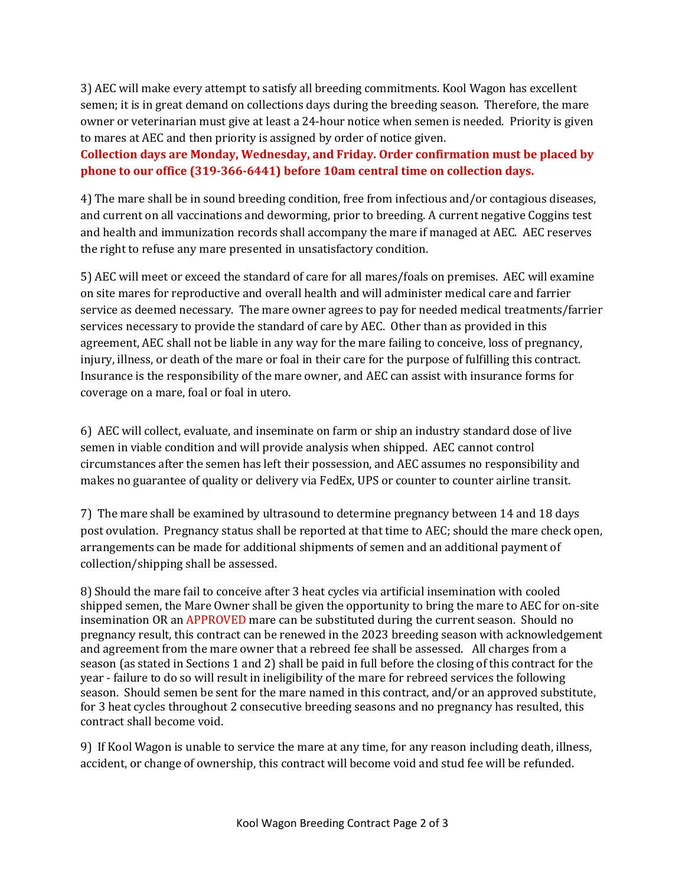3) AEC will make every attempt to satisfy all breeding commitments. Kool Wagon has excellent semen; it is in great demand on collections days during the breeding season. Therefore, the mare owner or veterinarian must give at least a 24-hour notice when semen is needed. Priority is given to mares at AEC and then priority is assigned by order of notice given.

**Collection days are Monday, Wednesday, and Friday. Order confirmation must be placed by phone to our office (319-366-6441) before 10am central time on collection days.**

4) The mare shall be in sound breeding condition, free from infectious and/or contagious diseases, and current on all vaccinations and deworming, prior to breeding. A current negative Coggins test and health and immunization records shall accompany the mare if managed at AEC. AEC reserves the right to refuse any mare presented in unsatisfactory condition.

5) AEC will meet or exceed the standard of care for all mares/foals on premises. AEC will examine on site mares for reproductive and overall health and will administer medical care and farrier service as deemed necessary. The mare owner agrees to pay for needed medical treatments/farrier services necessary to provide the standard of care by AEC. Other than as provided in this agreement, AEC shall not be liable in any way for the mare failing to conceive, loss of pregnancy, injury, illness, or death of the mare or foal in their care for the purpose of fulfilling this contract. Insurance is the responsibility of the mare owner, and AEC can assist with insurance forms for coverage on a mare, foal or foal in utero.

6) AEC will collect, evaluate, and inseminate on farm or ship an industry standard dose of live semen in viable condition and will provide analysis when shipped. AEC cannot control circumstances after the semen has left their possession, and AEC assumes no responsibility and makes no guarantee of quality or delivery via FedEx, UPS or counter to counter airline transit.

7) The mare shall be examined by ultrasound to determine pregnancy between 14 and 18 days post ovulation. Pregnancy status shall be reported at that time to AEC; should the mare check open, arrangements can be made for additional shipments of semen and an additional payment of collection/shipping shall be assessed.

8) Should the mare fail to conceive after 3 heat cycles via artificial insemination with cooled shipped semen, the Mare Owner shall be given the opportunity to bring the mare to AEC for on-site insemination OR an APPROVED mare can be substituted during the current season. Should no pregnancy result, this contract can be renewed in the 2023 breeding season with acknowledgement and agreement from the mare owner that a rebreed fee shall be assessed. All charges from a season (as stated in Sections 1 and 2) shall be paid in full before the closing of this contract for the year - failure to do so will result in ineligibility of the mare for rebreed services the following season. Should semen be sent for the mare named in this contract, and/or an approved substitute, for 3 heat cycles throughout 2 consecutive breeding seasons and no pregnancy has resulted, this contract shall become void.

9) If Kool Wagon is unable to service the mare at any time, for any reason including death, illness, accident, or change of ownership, this contract will become void and stud fee will be refunded.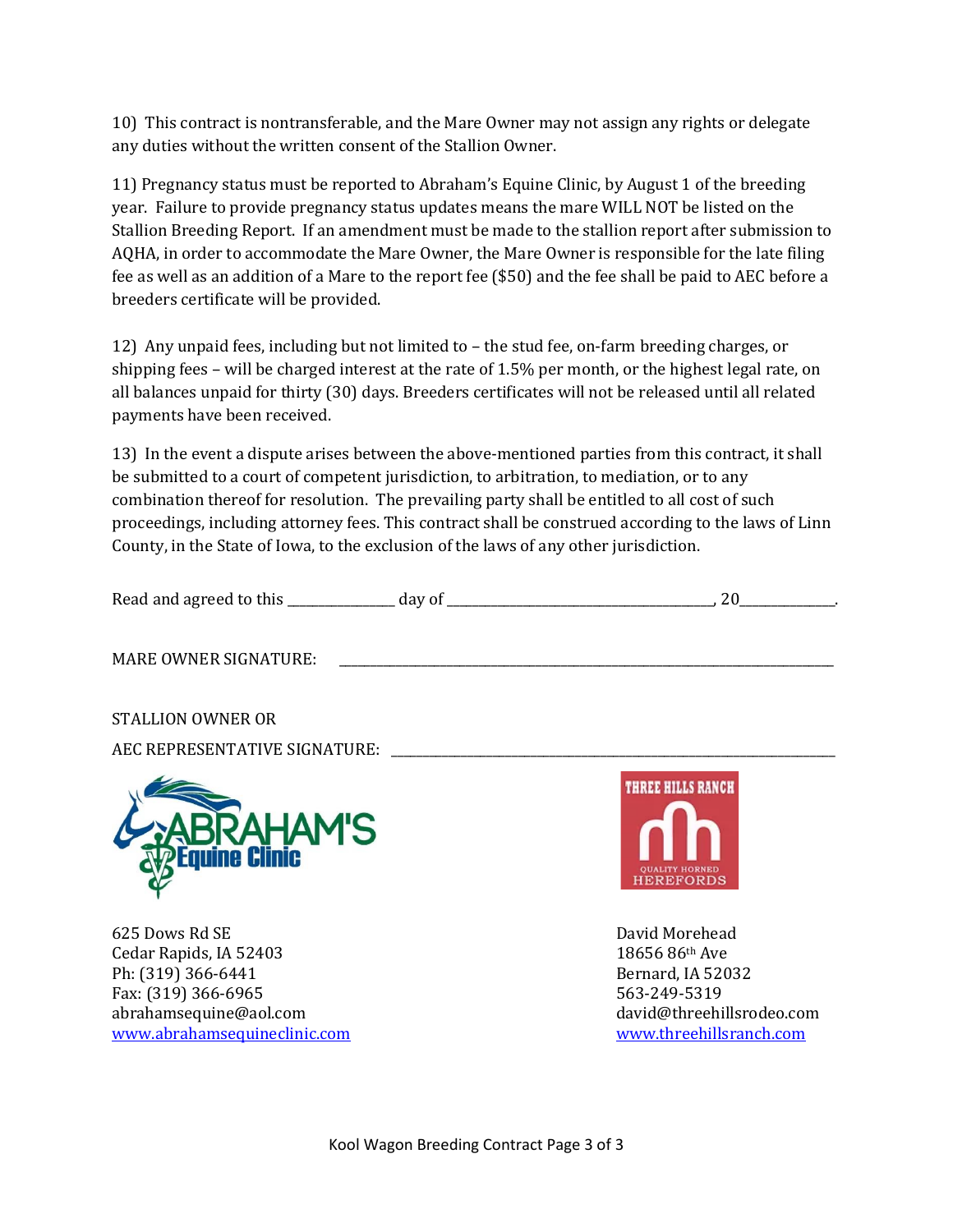10) This contract is nontransferable, and the Mare Owner may not assign any rights or delegate any duties without the written consent of the Stallion Owner.

11) Pregnancy status must be reported to Abraham's Equine Clinic, by August 1 of the breeding year. Failure to provide pregnancy status updates means the mare WILL NOT be listed on the Stallion Breeding Report. If an amendment must be made to the stallion report after submission to AQHA, in order to accommodate the Mare Owner, the Mare Owner is responsible for the late filing fee as well as an addition of a Mare to the report fee ($50) and the fee shall be paid to AEC before a breeders certificate will be provided.

12) Any unpaid fees, including but not limited to – the stud fee, on-farm breeding charges, or shipping fees – will be charged interest at the rate of 1.5% per month, or the highest legal rate, on all balances unpaid for thirty (30) days. Breeders certificates will not be released until all related payments have been received.

13) In the event a dispute arises between the above-mentioned parties from this contract, it shall be submitted to a court of competent jurisdiction, to arbitration, to mediation, or to any combination thereof for resolution. The prevailing party shall be entitled to all cost of such proceedings, including attorney fees. This contract shall be construed according to the laws of Linn County, in the State of Iowa, to the exclusion of the laws of any other jurisdiction.

Read and agreed to this ______________ day of ____________________________________, 20_____________.

MARE OWNER SIGNATURE: ________________________________________________________________________

STALLION OWNER OR

AEC REPRESENTATIVE SIGNATURE: ______________________________________________________________

ABRAHAM'S Equine Clinic

625 Dows Rd SE
Cedar Rapids, IA 52403
Ph: (319) 366-6441
Fax: (319) 366-6965
abrahamsequine@aol.com
www.abrahamsequineclinic.com

THREE HILLS RANCH
QUALITY HORNED HEREFORDS

David Morehead
18656 86th Ave
Bernard, IA 52032
563-249-5319
david@threehillsrodeo.com
www.threehillsranch.com

Kool Wagon Breeding Contract